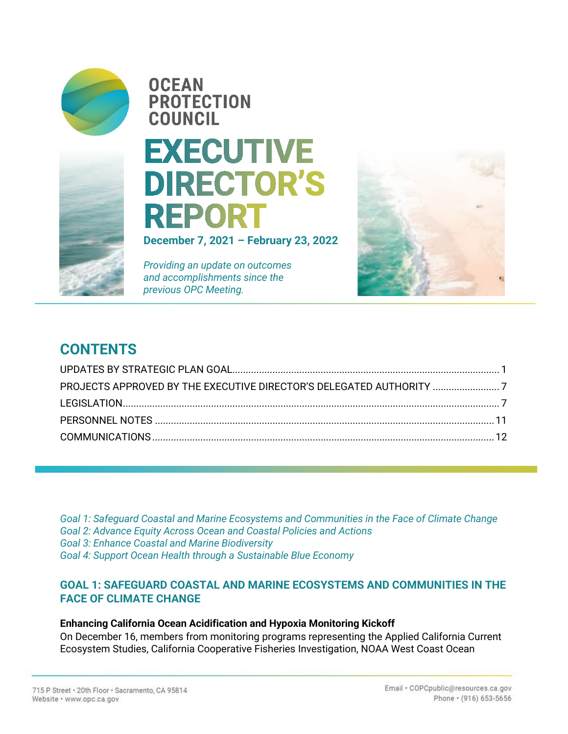# OCEAN PROTECTION COUNCIL

# EXECUTIVE DIRECTOR'S REPORT

**December 7, 2021 – February 23, 2022**

*Providing an update on outcomes and accomplishments since the previous OPC Meeting.*

## CONTENTS

UPDATES BY STRATEGIC PLAN GOAL .......... 1
PROJECTS APPROVED BY THE EXECUTIVE DIRECTOR'S DELEGATED AUTHORITY .......... 7
LEGISLATION .......... 7
PERSONNEL NOTES .......... 11
COMMUNICATIONS .......... 12

*Goal 1: Safeguard Coastal and Marine Ecosystems and Communities in the Face of Climate Change*
*Goal 2: Advance Equity Across Ocean and Coastal Policies and Actions*
*Goal 3: Enhance Coastal and Marine Biodiversity*
*Goal 4: Support Ocean Health through a Sustainable Blue Economy*

## GOAL 1: SAFEGUARD COASTAL AND MARINE ECOSYSTEMS AND COMMUNITIES IN THE FACE OF CLIMATE CHANGE

**Enhancing California Ocean Acidification and Hypoxia Monitoring Kickoff**
On December 16, members from monitoring programs representing the Applied California Current Ecosystem Studies, California Cooperative Fisheries Investigation, NOAA West Coast Ocean

715 P Street • 20th Floor • Sacramento, CA 95814
Website • www.opc.ca.gov

Email • COPCpublic@resources.ca.gov
Phone • (916) 653-5656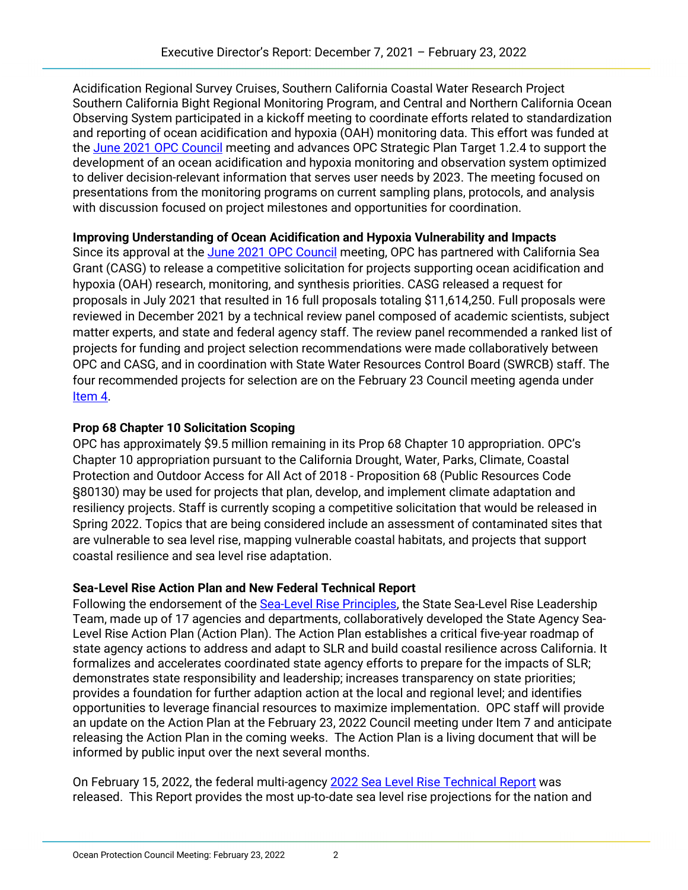Acidification Regional Survey Cruises, Southern California Coastal Water Research Project Southern California Bight Regional Monitoring Program, and Central and Northern California Ocean Observing System participated in a kickoff meeting to coordinate efforts related to standardization and reporting of ocean acidification and hypoxia (OAH) monitoring data. This effort was funded at the June 2021 OPC Council meeting and advances OPC Strategic Plan Target 1.2.4 to support the development of an ocean acidification and hypoxia monitoring and observation system optimized to deliver decision-relevant information that serves user needs by 2023. The meeting focused on presentations from the monitoring programs on current sampling plans, protocols, and analysis with discussion focused on project milestones and opportunities for coordination.

**Improving Understanding of Ocean Acidification and Hypoxia Vulnerability and Impacts**

Since its approval at the June 2021 OPC Council meeting, OPC has partnered with California Sea Grant (CASG) to release a competitive solicitation for projects supporting ocean acidification and hypoxia (OAH) research, monitoring, and synthesis priorities. CASG released a request for proposals in July 2021 that resulted in 16 full proposals totaling $11,614,250. Full proposals were reviewed in December 2021 by a technical review panel composed of academic scientists, subject matter experts, and state and federal agency staff. The review panel recommended a ranked list of projects for funding and project selection recommendations were made collaboratively between OPC and CASG, and in coordination with State Water Resources Control Board (SWRCB) staff. The four recommended projects for selection are on the February 23 Council meeting agenda under Item 4.

**Prop 68 Chapter 10 Solicitation Scoping**

OPC has approximately $9.5 million remaining in its Prop 68 Chapter 10 appropriation. OPC's Chapter 10 appropriation pursuant to the California Drought, Water, Parks, Climate, Coastal Protection and Outdoor Access for All Act of 2018 - Proposition 68 (Public Resources Code §80130) may be used for projects that plan, develop, and implement climate adaptation and resiliency projects. Staff is currently scoping a competitive solicitation that would be released in Spring 2022. Topics that are being considered include an assessment of contaminated sites that are vulnerable to sea level rise, mapping vulnerable coastal habitats, and projects that support coastal resilience and sea level rise adaptation.

**Sea-Level Rise Action Plan and New Federal Technical Report**

Following the endorsement of the Sea-Level Rise Principles, the State Sea-Level Rise Leadership Team, made up of 17 agencies and departments, collaboratively developed the State Agency Sea-Level Rise Action Plan (Action Plan). The Action Plan establishes a critical five-year roadmap of state agency actions to address and adapt to SLR and build coastal resilience across California. It formalizes and accelerates coordinated state agency efforts to prepare for the impacts of SLR; demonstrates state responsibility and leadership; increases transparency on state priorities; provides a foundation for further adaption action at the local and regional level; and identifies opportunities to leverage financial resources to maximize implementation. OPC staff will provide an update on the Action Plan at the February 23, 2022 Council meeting under Item 7 and anticipate releasing the Action Plan in the coming weeks. The Action Plan is a living document that will be informed by public input over the next several months.

On February 15, 2022, the federal multi-agency 2022 Sea Level Rise Technical Report was released. This Report provides the most up-to-date sea level rise projections for the nation and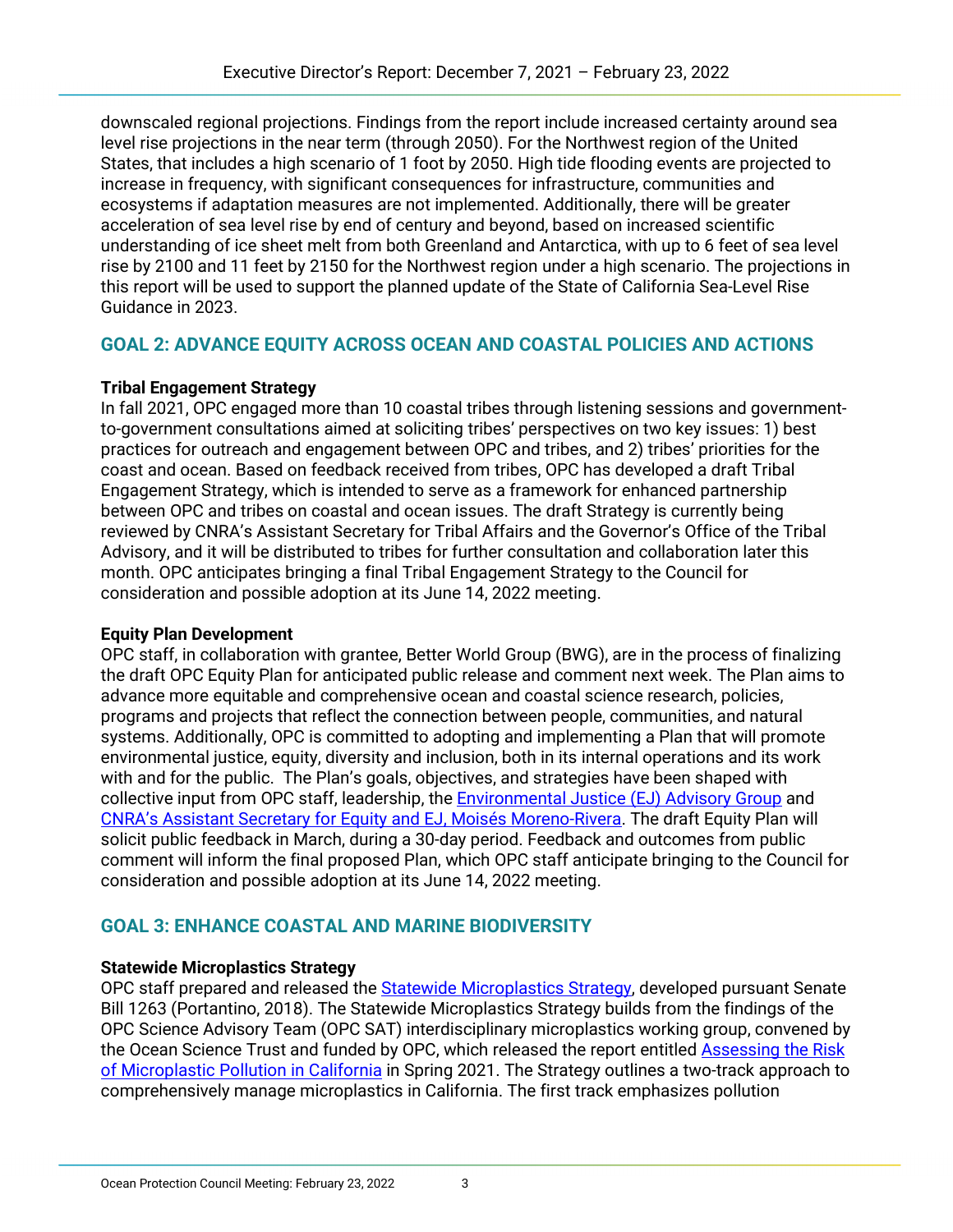downscaled regional projections. Findings from the report include increased certainty around sea level rise projections in the near term (through 2050). For the Northwest region of the United States, that includes a high scenario of 1 foot by 2050. High tide flooding events are projected to increase in frequency, with significant consequences for infrastructure, communities and ecosystems if adaptation measures are not implemented. Additionally, there will be greater acceleration of sea level rise by end of century and beyond, based on increased scientific understanding of ice sheet melt from both Greenland and Antarctica, with up to 6 feet of sea level rise by 2100 and 11 feet by 2150 for the Northwest region under a high scenario. The projections in this report will be used to support the planned update of the State of California Sea-Level Rise Guidance in 2023.

## GOAL 2: ADVANCE EQUITY ACROSS OCEAN AND COASTAL POLICIES AND ACTIONS

**Tribal Engagement Strategy**

In fall 2021, OPC engaged more than 10 coastal tribes through listening sessions and government-to-government consultations aimed at soliciting tribes' perspectives on two key issues: 1) best practices for outreach and engagement between OPC and tribes, and 2) tribes' priorities for the coast and ocean. Based on feedback received from tribes, OPC has developed a draft Tribal Engagement Strategy, which is intended to serve as a framework for enhanced partnership between OPC and tribes on coastal and ocean issues. The draft Strategy is currently being reviewed by CNRA's Assistant Secretary for Tribal Affairs and the Governor's Office of the Tribal Advisory, and it will be distributed to tribes for further consultation and collaboration later this month. OPC anticipates bringing a final Tribal Engagement Strategy to the Council for consideration and possible adoption at its June 14, 2022 meeting.

**Equity Plan Development**

OPC staff, in collaboration with grantee, Better World Group (BWG), are in the process of finalizing the draft OPC Equity Plan for anticipated public release and comment next week. The Plan aims to advance more equitable and comprehensive ocean and coastal science research, policies, programs and projects that reflect the connection between people, communities, and natural systems. Additionally, OPC is committed to adopting and implementing a Plan that will promote environmental justice, equity, diversity and inclusion, both in its internal operations and its work with and for the public. The Plan's goals, objectives, and strategies have been shaped with collective input from OPC staff, leadership, the Environmental Justice (EJ) Advisory Group and CNRA's Assistant Secretary for Equity and EJ, Moisés Moreno-Rivera. The draft Equity Plan will solicit public feedback in March, during a 30-day period. Feedback and outcomes from public comment will inform the final proposed Plan, which OPC staff anticipate bringing to the Council for consideration and possible adoption at its June 14, 2022 meeting.

## GOAL 3: ENHANCE COASTAL AND MARINE BIODIVERSITY

**Statewide Microplastics Strategy**

OPC staff prepared and released the Statewide Microplastics Strategy, developed pursuant Senate Bill 1263 (Portantino, 2018). The Statewide Microplastics Strategy builds from the findings of the OPC Science Advisory Team (OPC SAT) interdisciplinary microplastics working group, convened by the Ocean Science Trust and funded by OPC, which released the report entitled Assessing the Risk of Microplastic Pollution in California in Spring 2021. The Strategy outlines a two-track approach to comprehensively manage microplastics in California. The first track emphasizes pollution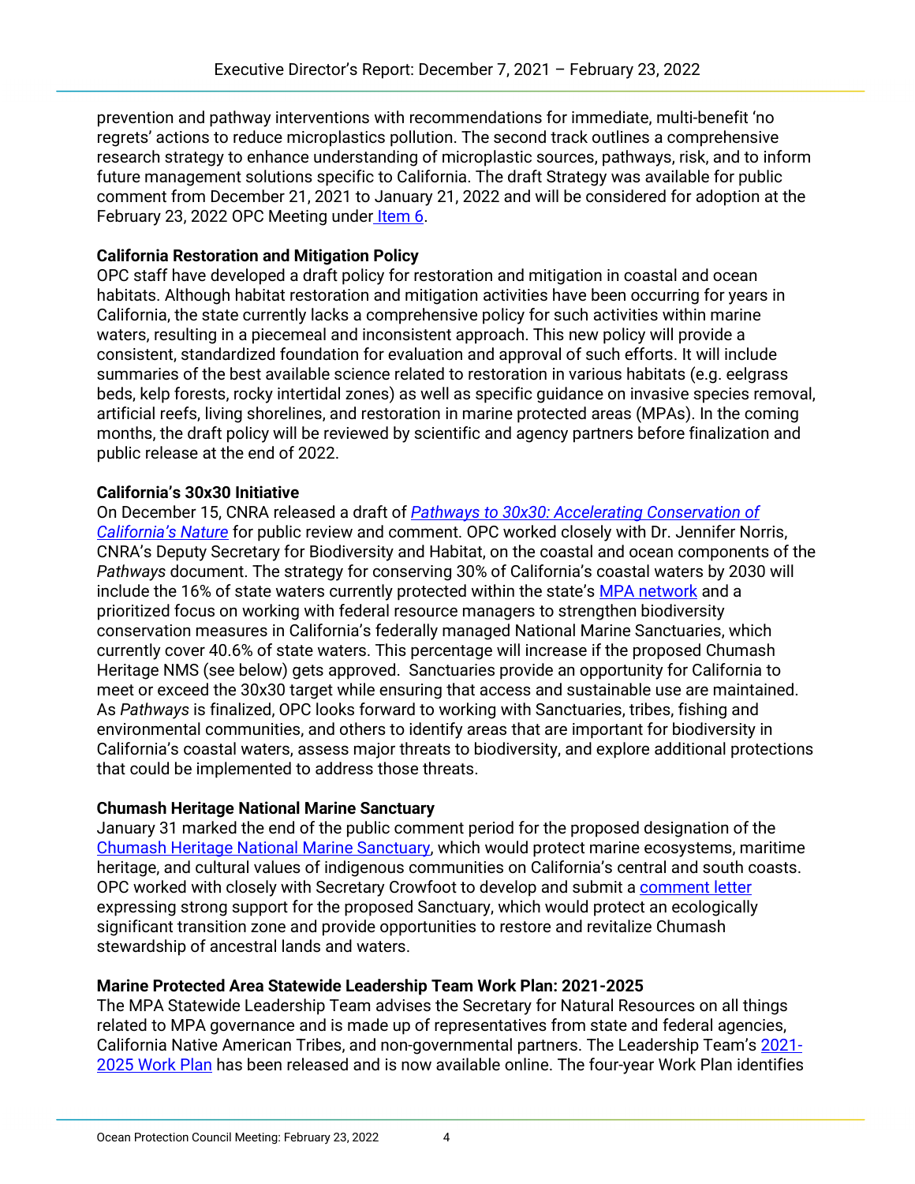prevention and pathway interventions with recommendations for immediate, multi-benefit 'no regrets' actions to reduce microplastics pollution. The second track outlines a comprehensive research strategy to enhance understanding of microplastic sources, pathways, risk, and to inform future management solutions specific to California. The draft Strategy was available for public comment from December 21, 2021 to January 21, 2022 and will be considered for adoption at the February 23, 2022 OPC Meeting under Item 6.

**California Restoration and Mitigation Policy**

OPC staff have developed a draft policy for restoration and mitigation in coastal and ocean habitats. Although habitat restoration and mitigation activities have been occurring for years in California, the state currently lacks a comprehensive policy for such activities within marine waters, resulting in a piecemeal and inconsistent approach. This new policy will provide a consistent, standardized foundation for evaluation and approval of such efforts. It will include summaries of the best available science related to restoration in various habitats (e.g. eelgrass beds, kelp forests, rocky intertidal zones) as well as specific guidance on invasive species removal, artificial reefs, living shorelines, and restoration in marine protected areas (MPAs). In the coming months, the draft policy will be reviewed by scientific and agency partners before finalization and public release at the end of 2022.

**California's 30x30 Initiative**

On December 15, CNRA released a draft of *Pathways to 30x30: Accelerating Conservation of California's Nature* for public review and comment. OPC worked closely with Dr. Jennifer Norris, CNRA's Deputy Secretary for Biodiversity and Habitat, on the coastal and ocean components of the *Pathways* document. The strategy for conserving 30% of California's coastal waters by 2030 will include the 16% of state waters currently protected within the state's MPA network and a prioritized focus on working with federal resource managers to strengthen biodiversity conservation measures in California's federally managed National Marine Sanctuaries, which currently cover 40.6% of state waters. This percentage will increase if the proposed Chumash Heritage NMS (see below) gets approved. Sanctuaries provide an opportunity for California to meet or exceed the 30x30 target while ensuring that access and sustainable use are maintained. As *Pathways* is finalized, OPC looks forward to working with Sanctuaries, tribes, fishing and environmental communities, and others to identify areas that are important for biodiversity in California's coastal waters, assess major threats to biodiversity, and explore additional protections that could be implemented to address those threats.

**Chumash Heritage National Marine Sanctuary**

January 31 marked the end of the public comment period for the proposed designation of the Chumash Heritage National Marine Sanctuary, which would protect marine ecosystems, maritime heritage, and cultural values of indigenous communities on California's central and south coasts. OPC worked with closely with Secretary Crowfoot to develop and submit a comment letter expressing strong support for the proposed Sanctuary, which would protect an ecologically significant transition zone and provide opportunities to restore and revitalize Chumash stewardship of ancestral lands and waters.

**Marine Protected Area Statewide Leadership Team Work Plan: 2021-2025**

The MPA Statewide Leadership Team advises the Secretary for Natural Resources on all things related to MPA governance and is made up of representatives from state and federal agencies, California Native American Tribes, and non-governmental partners. The Leadership Team's 2021-2025 Work Plan has been released and is now available online. The four-year Work Plan identifies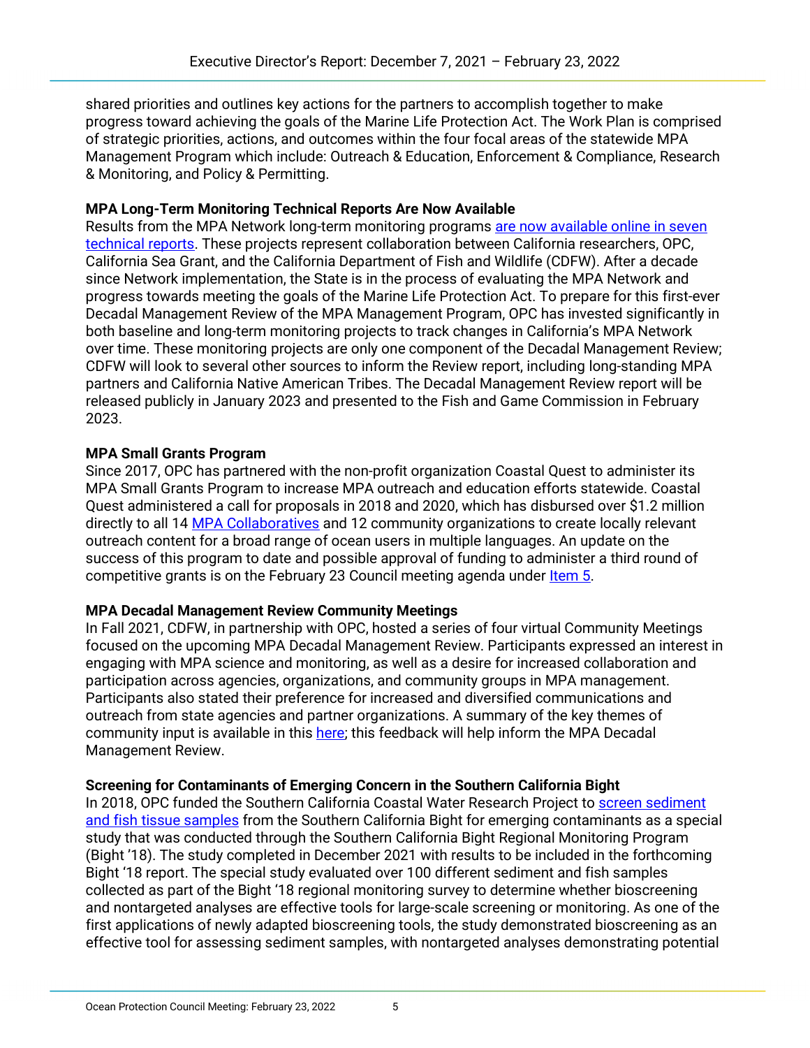shared priorities and outlines key actions for the partners to accomplish together to make progress toward achieving the goals of the Marine Life Protection Act. The Work Plan is comprised of strategic priorities, actions, and outcomes within the four focal areas of the statewide MPA Management Program which include: Outreach & Education, Enforcement & Compliance, Research & Monitoring, and Policy & Permitting.

**MPA Long-Term Monitoring Technical Reports Are Now Available**

Results from the MPA Network long-term monitoring programs are now available online in seven technical reports. These projects represent collaboration between California researchers, OPC, California Sea Grant, and the California Department of Fish and Wildlife (CDFW). After a decade since Network implementation, the State is in the process of evaluating the MPA Network and progress towards meeting the goals of the Marine Life Protection Act. To prepare for this first-ever Decadal Management Review of the MPA Management Program, OPC has invested significantly in both baseline and long-term monitoring projects to track changes in California's MPA Network over time. These monitoring projects are only one component of the Decadal Management Review; CDFW will look to several other sources to inform the Review report, including long-standing MPA partners and California Native American Tribes. The Decadal Management Review report will be released publicly in January 2023 and presented to the Fish and Game Commission in February 2023.

**MPA Small Grants Program**

Since 2017, OPC has partnered with the non-profit organization Coastal Quest to administer its MPA Small Grants Program to increase MPA outreach and education efforts statewide. Coastal Quest administered a call for proposals in 2018 and 2020, which has disbursed over $1.2 million directly to all 14 MPA Collaboratives and 12 community organizations to create locally relevant outreach content for a broad range of ocean users in multiple languages. An update on the success of this program to date and possible approval of funding to administer a third round of competitive grants is on the February 23 Council meeting agenda under Item 5.

**MPA Decadal Management Review Community Meetings**

In Fall 2021, CDFW, in partnership with OPC, hosted a series of four virtual Community Meetings focused on the upcoming MPA Decadal Management Review. Participants expressed an interest in engaging with MPA science and monitoring, as well as a desire for increased collaboration and participation across agencies, organizations, and community groups in MPA management. Participants also stated their preference for increased and diversified communications and outreach from state agencies and partner organizations. A summary of the key themes of community input is available in this here; this feedback will help inform the MPA Decadal Management Review.

**Screening for Contaminants of Emerging Concern in the Southern California Bight**

In 2018, OPC funded the Southern California Coastal Water Research Project to screen sediment and fish tissue samples from the Southern California Bight for emerging contaminants as a special study that was conducted through the Southern California Bight Regional Monitoring Program (Bight '18). The study completed in December 2021 with results to be included in the forthcoming Bight '18 report. The special study evaluated over 100 different sediment and fish samples collected as part of the Bight '18 regional monitoring survey to determine whether bioscreening and nontargeted analyses are effective tools for large-scale screening or monitoring. As one of the first applications of newly adapted bioscreening tools, the study demonstrated bioscreening as an effective tool for assessing sediment samples, with nontargeted analyses demonstrating potential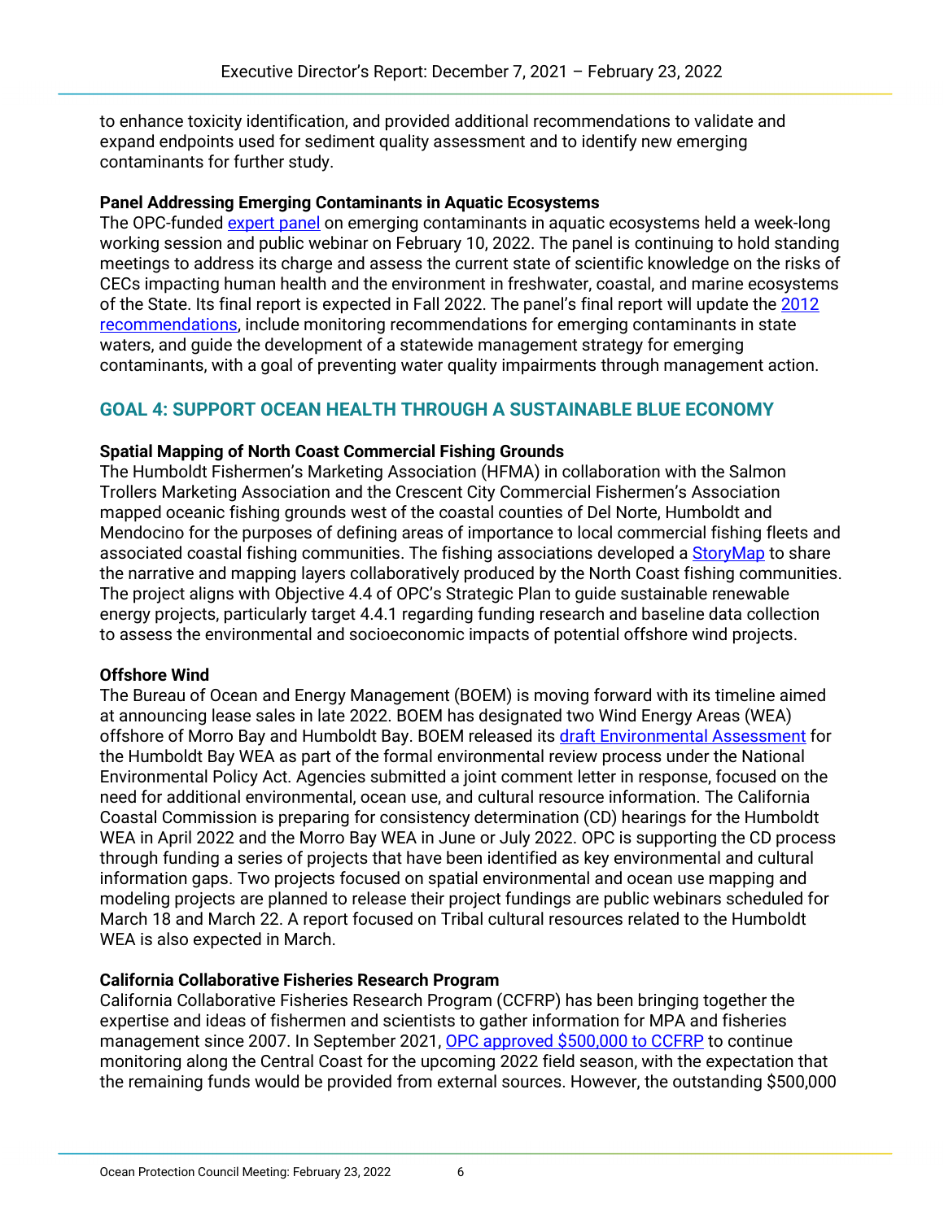to enhance toxicity identification, and provided additional recommendations to validate and expand endpoints used for sediment quality assessment and to identify new emerging contaminants for further study.

**Panel Addressing Emerging Contaminants in Aquatic Ecosystems**

The OPC-funded expert panel on emerging contaminants in aquatic ecosystems held a week-long working session and public webinar on February 10, 2022. The panel is continuing to hold standing meetings to address its charge and assess the current state of scientific knowledge on the risks of CECs impacting human health and the environment in freshwater, coastal, and marine ecosystems of the State. Its final report is expected in Fall 2022. The panel's final report will update the 2012 recommendations, include monitoring recommendations for emerging contaminants in state waters, and guide the development of a statewide management strategy for emerging contaminants, with a goal of preventing water quality impairments through management action.

## GOAL 4: SUPPORT OCEAN HEALTH THROUGH A SUSTAINABLE BLUE ECONOMY

**Spatial Mapping of North Coast Commercial Fishing Grounds**

The Humboldt Fishermen's Marketing Association (HFMA) in collaboration with the Salmon Trollers Marketing Association and the Crescent City Commercial Fishermen's Association mapped oceanic fishing grounds west of the coastal counties of Del Norte, Humboldt and Mendocino for the purposes of defining areas of importance to local commercial fishing fleets and associated coastal fishing communities. The fishing associations developed a StoryMap to share the narrative and mapping layers collaboratively produced by the North Coast fishing communities. The project aligns with Objective 4.4 of OPC's Strategic Plan to guide sustainable renewable energy projects, particularly target 4.4.1 regarding funding research and baseline data collection to assess the environmental and socioeconomic impacts of potential offshore wind projects.

**Offshore Wind**

The Bureau of Ocean and Energy Management (BOEM) is moving forward with its timeline aimed at announcing lease sales in late 2022. BOEM has designated two Wind Energy Areas (WEA) offshore of Morro Bay and Humboldt Bay. BOEM released its draft Environmental Assessment for the Humboldt Bay WEA as part of the formal environmental review process under the National Environmental Policy Act. Agencies submitted a joint comment letter in response, focused on the need for additional environmental, ocean use, and cultural resource information. The California Coastal Commission is preparing for consistency determination (CD) hearings for the Humboldt WEA in April 2022 and the Morro Bay WEA in June or July 2022. OPC is supporting the CD process through funding a series of projects that have been identified as key environmental and cultural information gaps. Two projects focused on spatial environmental and ocean use mapping and modeling projects are planned to release their project fundings are public webinars scheduled for March 18 and March 22. A report focused on Tribal cultural resources related to the Humboldt WEA is also expected in March.

**California Collaborative Fisheries Research Program**

California Collaborative Fisheries Research Program (CCFRP) has been bringing together the expertise and ideas of fishermen and scientists to gather information for MPA and fisheries management since 2007. In September 2021, OPC approved $500,000 to CCFRP to continue monitoring along the Central Coast for the upcoming 2022 field season, with the expectation that the remaining funds would be provided from external sources. However, the outstanding $500,000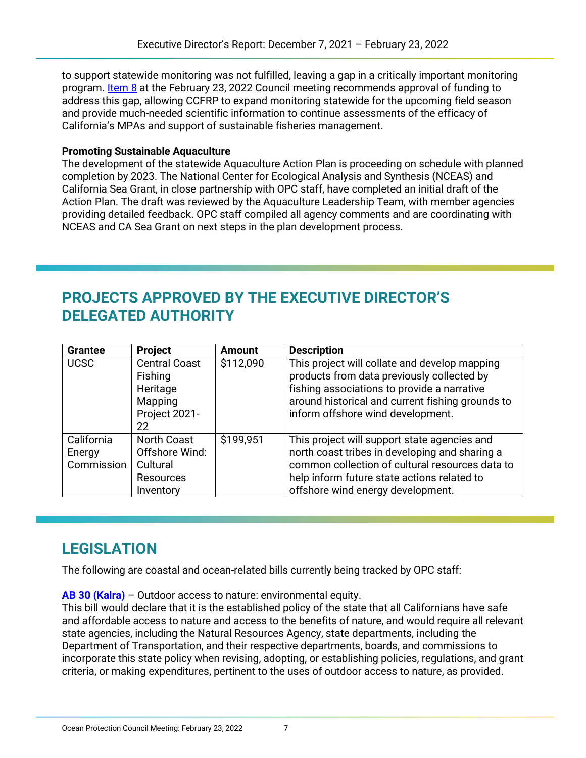to support statewide monitoring was not fulfilled, leaving a gap in a critically important monitoring program. [Item 8](#) at the February 23, 2022 Council meeting recommends approval of funding to address this gap, allowing CCFRP to expand monitoring statewide for the upcoming field season and provide much-needed scientific information to continue assessments of the efficacy of California's MPAs and support of sustainable fisheries management.

**Promoting Sustainable Aquaculture**

The development of the statewide Aquaculture Action Plan is proceeding on schedule with planned completion by 2023. The National Center for Ecological Analysis and Synthesis (NCEAS) and California Sea Grant, in close partnership with OPC staff, have completed an initial draft of the Action Plan. The draft was reviewed by the Aquaculture Leadership Team, with member agencies providing detailed feedback. OPC staff compiled all agency comments and are coordinating with NCEAS and CA Sea Grant on next steps in the plan development process.

## PROJECTS APPROVED BY THE EXECUTIVE DIRECTOR'S DELEGATED AUTHORITY

| Grantee | Project | Amount | Description |
| --- | --- | --- | --- |
| UCSC | Central Coast Fishing Heritage Mapping Project 2021-22 | $112,090 | This project will collate and develop mapping products from data previously collected by fishing associations to provide a narrative around historical and current fishing grounds to inform offshore wind development. |
| California Energy Commission | North Coast Offshore Wind: Cultural Resources Inventory | $199,951 | This project will support state agencies and north coast tribes in developing and sharing a common collection of cultural resources data to help inform future state actions related to offshore wind energy development. |

## LEGISLATION

The following are coastal and ocean-related bills currently being tracked by OPC staff:

**[AB 30 (Kalra)](#)** – Outdoor access to nature: environmental equity.
This bill would declare that it is the established policy of the state that all Californians have safe and affordable access to nature and access to the benefits of nature, and would require all relevant state agencies, including the Natural Resources Agency, state departments, including the Department of Transportation, and their respective departments, boards, and commissions to incorporate this state policy when revising, adopting, or establishing policies, regulations, and grant criteria, or making expenditures, pertinent to the uses of outdoor access to nature, as provided.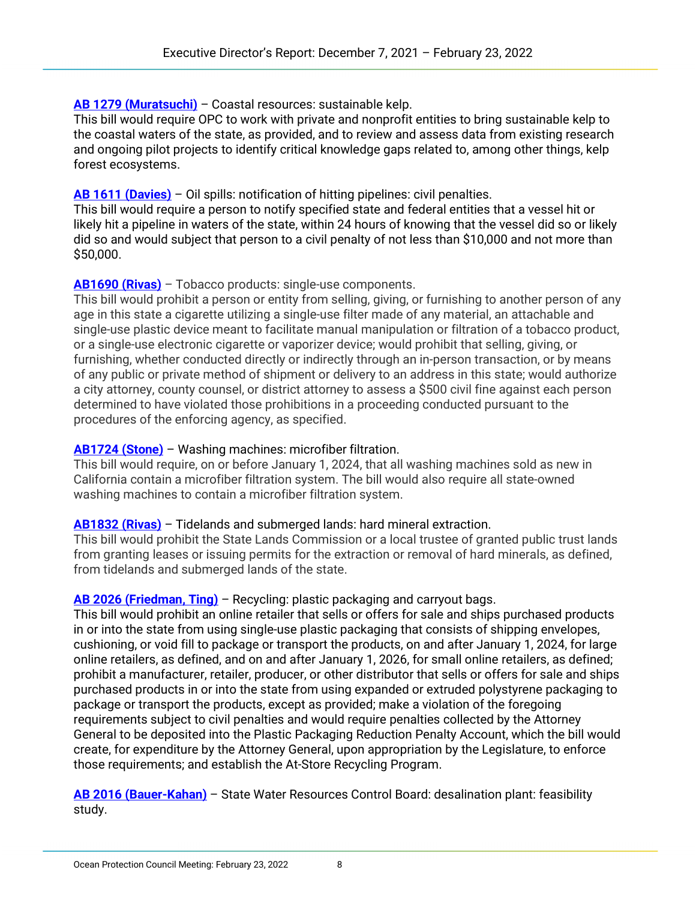**AB 1279 (Muratsuchi)** – Coastal resources: sustainable kelp.
This bill would require OPC to work with private and nonprofit entities to bring sustainable kelp to the coastal waters of the state, as provided, and to review and assess data from existing research and ongoing pilot projects to identify critical knowledge gaps related to, among other things, kelp forest ecosystems.

**AB 1611 (Davies)** – Oil spills: notification of hitting pipelines: civil penalties.
This bill would require a person to notify specified state and federal entities that a vessel hit or likely hit a pipeline in waters of the state, within 24 hours of knowing that the vessel did so or likely did so and would subject that person to a civil penalty of not less than $10,000 and not more than $50,000.

**AB1690 (Rivas)** – Tobacco products: single-use components.
This bill would prohibit a person or entity from selling, giving, or furnishing to another person of any age in this state a cigarette utilizing a single-use filter made of any material, an attachable and single-use plastic device meant to facilitate manual manipulation or filtration of a tobacco product, or a single-use electronic cigarette or vaporizer device; would prohibit that selling, giving, or furnishing, whether conducted directly or indirectly through an in-person transaction, or by means of any public or private method of shipment or delivery to an address in this state; would authorize a city attorney, county counsel, or district attorney to assess a $500 civil fine against each person determined to have violated those prohibitions in a proceeding conducted pursuant to the procedures of the enforcing agency, as specified.

**AB1724 (Stone)** – Washing machines: microfiber filtration.
This bill would require, on or before January 1, 2024, that all washing machines sold as new in California contain a microfiber filtration system. The bill would also require all state-owned washing machines to contain a microfiber filtration system.

**AB1832 (Rivas)** – Tidelands and submerged lands: hard mineral extraction.
This bill would prohibit the State Lands Commission or a local trustee of granted public trust lands from granting leases or issuing permits for the extraction or removal of hard minerals, as defined, from tidelands and submerged lands of the state.

**AB 2026 (Friedman, Ting)** – Recycling: plastic packaging and carryout bags.
This bill would prohibit an online retailer that sells or offers for sale and ships purchased products in or into the state from using single-use plastic packaging that consists of shipping envelopes, cushioning, or void fill to package or transport the products, on and after January 1, 2024, for large online retailers, as defined, and on and after January 1, 2026, for small online retailers, as defined; prohibit a manufacturer, retailer, producer, or other distributor that sells or offers for sale and ships purchased products in or into the state from using expanded or extruded polystyrene packaging to package or transport the products, except as provided; make a violation of the foregoing requirements subject to civil penalties and would require penalties collected by the Attorney General to be deposited into the Plastic Packaging Reduction Penalty Account, which the bill would create, for expenditure by the Attorney General, upon appropriation by the Legislature, to enforce those requirements; and establish the At-Store Recycling Program.

**AB 2016 (Bauer-Kahan)** – State Water Resources Control Board: desalination plant: feasibility study.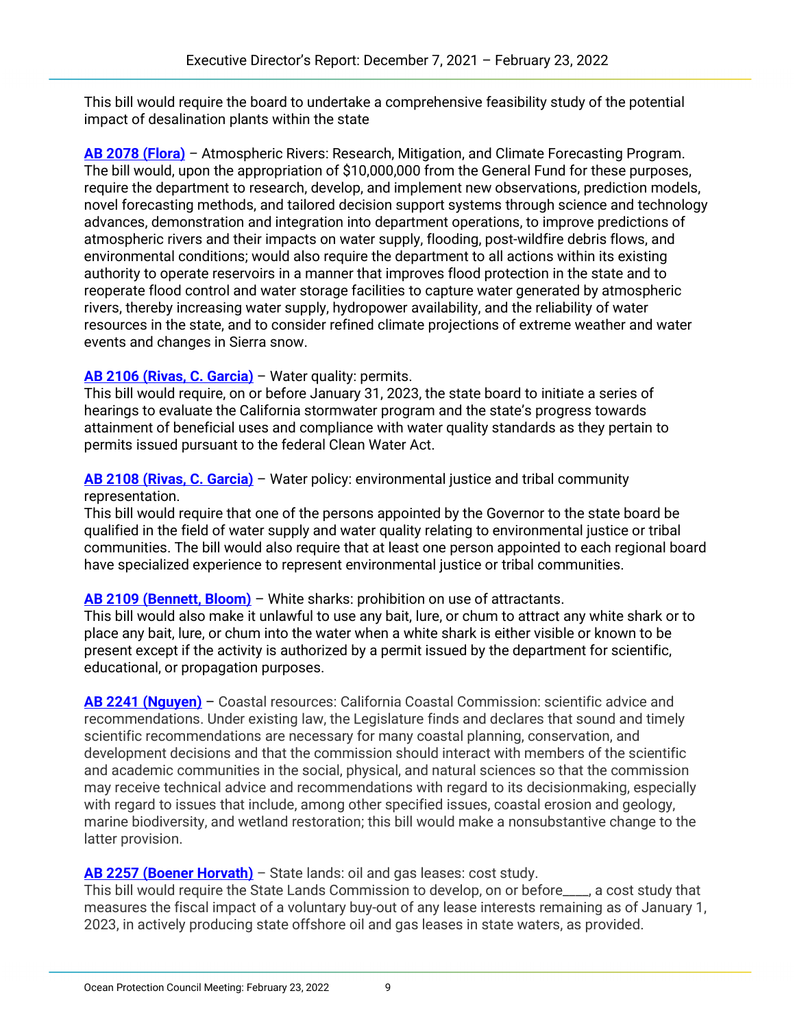This bill would require the board to undertake a comprehensive feasibility study of the potential impact of desalination plants within the state

**AB 2078 (Flora)** – Atmospheric Rivers: Research, Mitigation, and Climate Forecasting Program. The bill would, upon the appropriation of $10,000,000 from the General Fund for these purposes, require the department to research, develop, and implement new observations, prediction models, novel forecasting methods, and tailored decision support systems through science and technology advances, demonstration and integration into department operations, to improve predictions of atmospheric rivers and their impacts on water supply, flooding, post-wildfire debris flows, and environmental conditions; would also require the department to all actions within its existing authority to operate reservoirs in a manner that improves flood protection in the state and to reoperate flood control and water storage facilities to capture water generated by atmospheric rivers, thereby increasing water supply, hydropower availability, and the reliability of water resources in the state, and to consider refined climate projections of extreme weather and water events and changes in Sierra snow.

**AB 2106 (Rivas, C. Garcia)** – Water quality: permits.
This bill would require, on or before January 31, 2023, the state board to initiate a series of hearings to evaluate the California stormwater program and the state's progress towards attainment of beneficial uses and compliance with water quality standards as they pertain to permits issued pursuant to the federal Clean Water Act.

**AB 2108 (Rivas, C. Garcia)** – Water policy: environmental justice and tribal community representation.
This bill would require that one of the persons appointed by the Governor to the state board be qualified in the field of water supply and water quality relating to environmental justice or tribal communities. The bill would also require that at least one person appointed to each regional board have specialized experience to represent environmental justice or tribal communities.

**AB 2109 (Bennett, Bloom)** – White sharks: prohibition on use of attractants.
This bill would also make it unlawful to use any bait, lure, or chum to attract any white shark or to place any bait, lure, or chum into the water when a white shark is either visible or known to be present except if the activity is authorized by a permit issued by the department for scientific, educational, or propagation purposes.

**AB 2241 (Nguyen)** – Coastal resources: California Coastal Commission: scientific advice and recommendations. Under existing law, the Legislature finds and declares that sound and timely scientific recommendations are necessary for many coastal planning, conservation, and development decisions and that the commission should interact with members of the scientific and academic communities in the social, physical, and natural sciences so that the commission may receive technical advice and recommendations with regard to its decisionmaking, especially with regard to issues that include, among other specified issues, coastal erosion and geology, marine biodiversity, and wetland restoration; this bill would make a nonsubstantive change to the latter provision.

**AB 2257 (Boener Horvath)** – State lands: oil and gas leases: cost study.
This bill would require the State Lands Commission to develop, on or before____, a cost study that measures the fiscal impact of a voluntary buy-out of any lease interests remaining as of January 1, 2023, in actively producing state offshore oil and gas leases in state waters, as provided.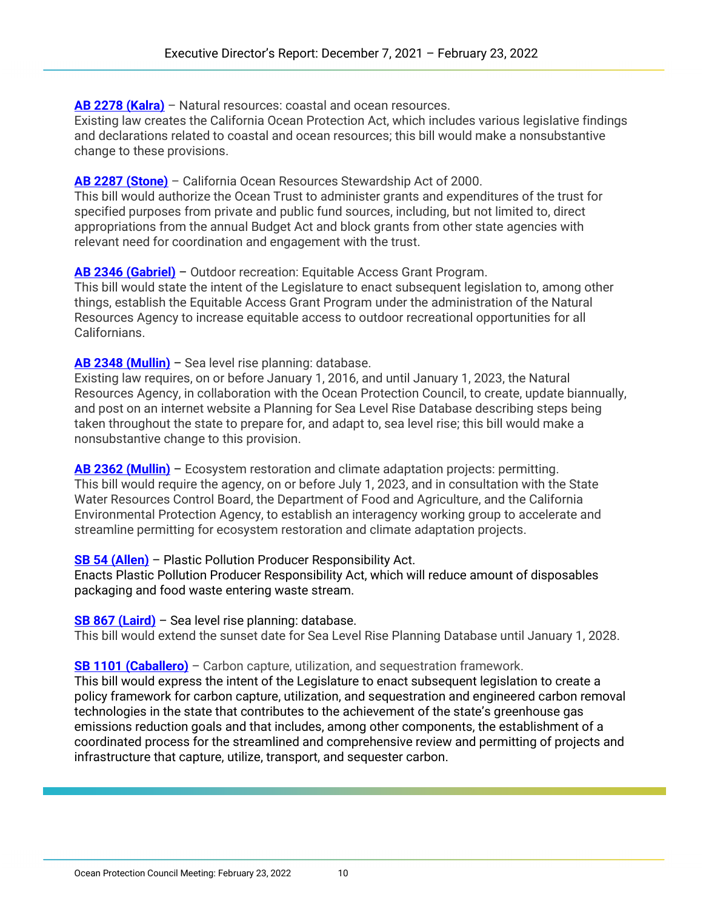**AB 2278 (Kalra)** – Natural resources: coastal and ocean resources.
Existing law creates the California Ocean Protection Act, which includes various legislative findings and declarations related to coastal and ocean resources; this bill would make a nonsubstantive change to these provisions.

**AB 2287 (Stone)** – California Ocean Resources Stewardship Act of 2000.
This bill would authorize the Ocean Trust to administer grants and expenditures of the trust for specified purposes from private and public fund sources, including, but not limited to, direct appropriations from the annual Budget Act and block grants from other state agencies with relevant need for coordination and engagement with the trust.

**AB 2346 (Gabriel)** – Outdoor recreation: Equitable Access Grant Program.
This bill would state the intent of the Legislature to enact subsequent legislation to, among other things, establish the Equitable Access Grant Program under the administration of the Natural Resources Agency to increase equitable access to outdoor recreational opportunities for all Californians.

**AB 2348 (Mullin)** – Sea level rise planning: database.
Existing law requires, on or before January 1, 2016, and until January 1, 2023, the Natural Resources Agency, in collaboration with the Ocean Protection Council, to create, update biannually, and post on an internet website a Planning for Sea Level Rise Database describing steps being taken throughout the state to prepare for, and adapt to, sea level rise; this bill would make a nonsubstantive change to this provision.

**AB 2362 (Mullin)** – Ecosystem restoration and climate adaptation projects: permitting.
This bill would require the agency, on or before July 1, 2023, and in consultation with the State Water Resources Control Board, the Department of Food and Agriculture, and the California Environmental Protection Agency, to establish an interagency working group to accelerate and streamline permitting for ecosystem restoration and climate adaptation projects.

**SB 54 (Allen)** – Plastic Pollution Producer Responsibility Act.
Enacts Plastic Pollution Producer Responsibility Act, which will reduce amount of disposables packaging and food waste entering waste stream.

**SB 867 (Laird)** – Sea level rise planning: database.
This bill would extend the sunset date for Sea Level Rise Planning Database until January 1, 2028.

**SB 1101 (Caballero)** – Carbon capture, utilization, and sequestration framework.
This bill would express the intent of the Legislature to enact subsequent legislation to create a policy framework for carbon capture, utilization, and sequestration and engineered carbon removal technologies in the state that contributes to the achievement of the state's greenhouse gas emissions reduction goals and that includes, among other components, the establishment of a coordinated process for the streamlined and comprehensive review and permitting of projects and infrastructure that capture, utilize, transport, and sequester carbon.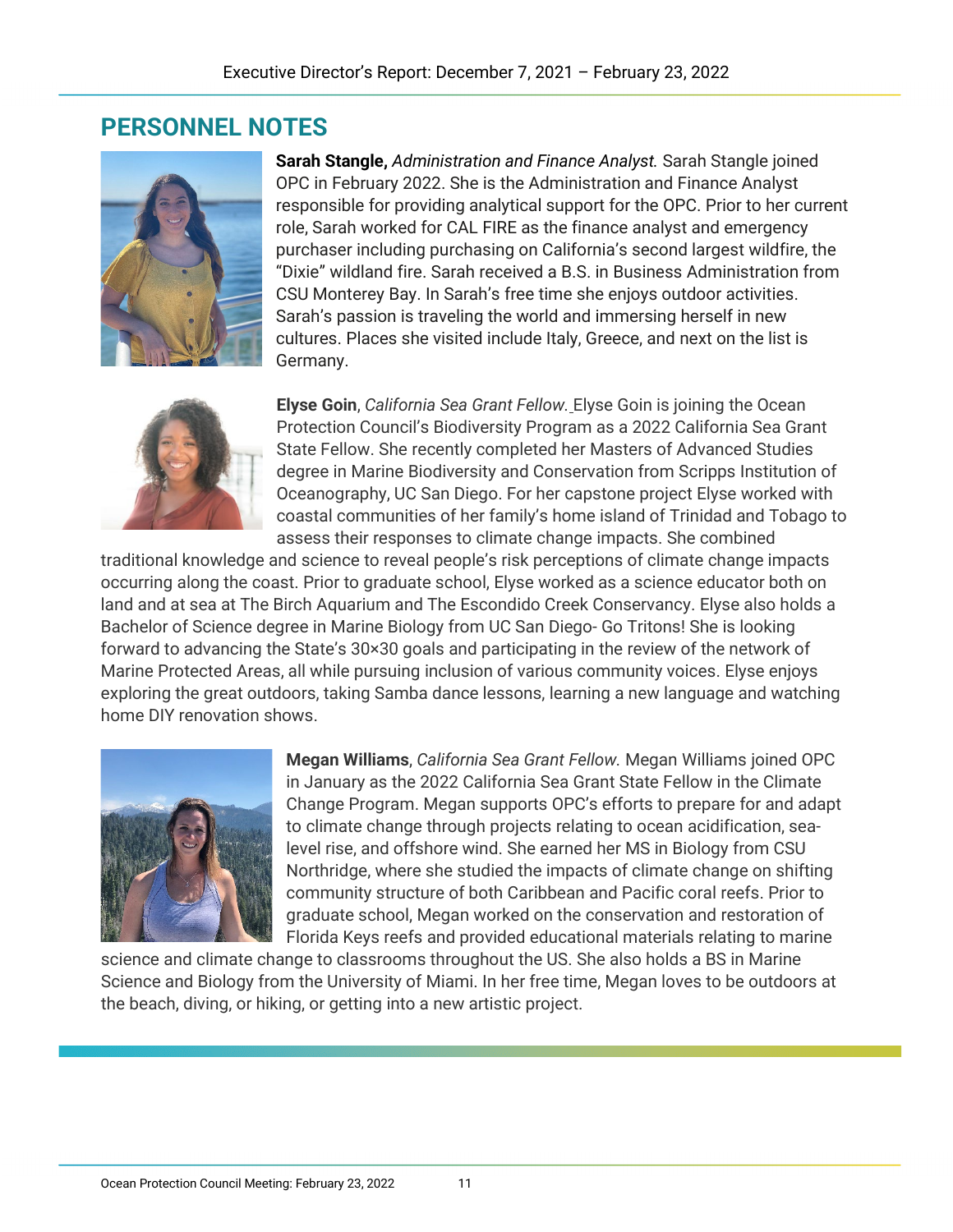# PERSONNEL NOTES

**Sarah Stangle,** *Administration and Finance Analyst.* Sarah Stangle joined OPC in February 2022. She is the Administration and Finance Analyst responsible for providing analytical support for the OPC. Prior to her current role, Sarah worked for CAL FIRE as the finance analyst and emergency purchaser including purchasing on California's second largest wildfire, the "Dixie" wildland fire. Sarah received a B.S. in Business Administration from CSU Monterey Bay. In Sarah's free time she enjoys outdoor activities. Sarah's passion is traveling the world and immersing herself in new cultures. Places she visited include Italy, Greece, and next on the list is Germany.

**Elyse Goin**, *California Sea Grant Fellow.* Elyse Goin is joining the Ocean Protection Council's Biodiversity Program as a 2022 California Sea Grant State Fellow. She recently completed her Masters of Advanced Studies degree in Marine Biodiversity and Conservation from Scripps Institution of Oceanography, UC San Diego. For her capstone project Elyse worked with coastal communities of her family's home island of Trinidad and Tobago to assess their responses to climate change impacts. She combined traditional knowledge and science to reveal people's risk perceptions of climate change impacts occurring along the coast. Prior to graduate school, Elyse worked as a science educator both on land and at sea at The Birch Aquarium and The Escondido Creek Conservancy. Elyse also holds a Bachelor of Science degree in Marine Biology from UC San Diego- Go Tritons! She is looking forward to advancing the State's 30×30 goals and participating in the review of the network of Marine Protected Areas, all while pursuing inclusion of various community voices. Elyse enjoys exploring the great outdoors, taking Samba dance lessons, learning a new language and watching home DIY renovation shows.

**Megan Williams**, *California Sea Grant Fellow.* Megan Williams joined OPC in January as the 2022 California Sea Grant State Fellow in the Climate Change Program. Megan supports OPC's efforts to prepare for and adapt to climate change through projects relating to ocean acidification, sea-level rise, and offshore wind. She earned her MS in Biology from CSU Northridge, where she studied the impacts of climate change on shifting community structure of both Caribbean and Pacific coral reefs. Prior to graduate school, Megan worked on the conservation and restoration of Florida Keys reefs and provided educational materials relating to marine science and climate change to classrooms throughout the US. She also holds a BS in Marine Science and Biology from the University of Miami. In her free time, Megan loves to be outdoors at the beach, diving, or hiking, or getting into a new artistic project.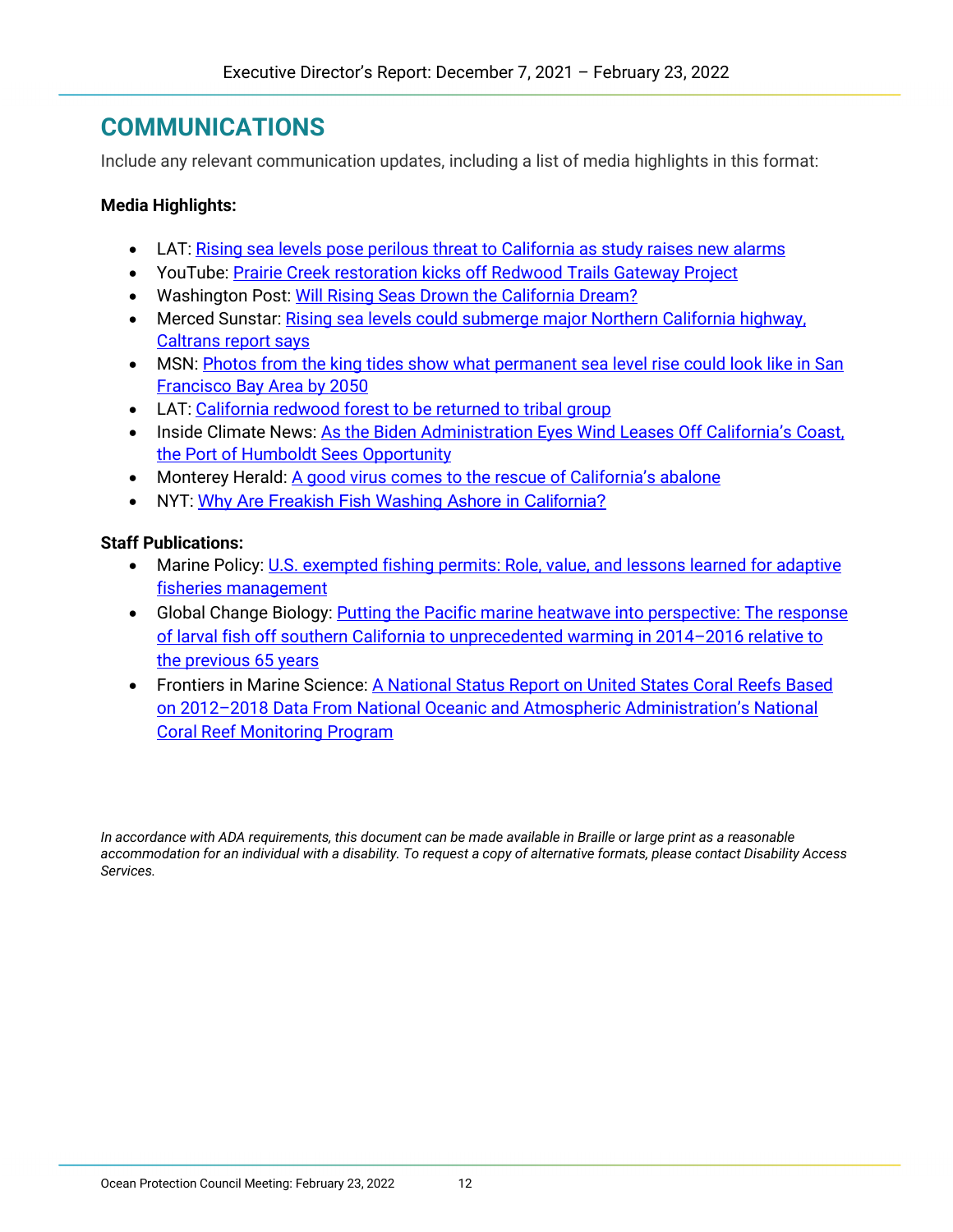## COMMUNICATIONS

Include any relevant communication updates, including a list of media highlights in this format:

**Media Highlights:**

- LAT: Rising sea levels pose perilous threat to California as study raises new alarms
- YouTube: Prairie Creek restoration kicks off Redwood Trails Gateway Project
- Washington Post: Will Rising Seas Drown the California Dream?
- Merced Sunstar: Rising sea levels could submerge major Northern California highway, Caltrans report says
- MSN: Photos from the king tides show what permanent sea level rise could look like in San Francisco Bay Area by 2050
- LAT: California redwood forest to be returned to tribal group
- Inside Climate News: As the Biden Administration Eyes Wind Leases Off California's Coast, the Port of Humboldt Sees Opportunity
- Monterey Herald: A good virus comes to the rescue of California's abalone
- NYT: Why Are Freakish Fish Washing Ashore in California?

**Staff Publications:**

- Marine Policy: U.S. exempted fishing permits: Role, value, and lessons learned for adaptive fisheries management
- Global Change Biology: Putting the Pacific marine heatwave into perspective: The response of larval fish off southern California to unprecedented warming in 2014–2016 relative to the previous 65 years
- Frontiers in Marine Science: A National Status Report on United States Coral Reefs Based on 2012–2018 Data From National Oceanic and Atmospheric Administration's National Coral Reef Monitoring Program

*In accordance with ADA requirements, this document can be made available in Braille or large print as a reasonable accommodation for an individual with a disability. To request a copy of alternative formats, please contact Disability Access Services.*